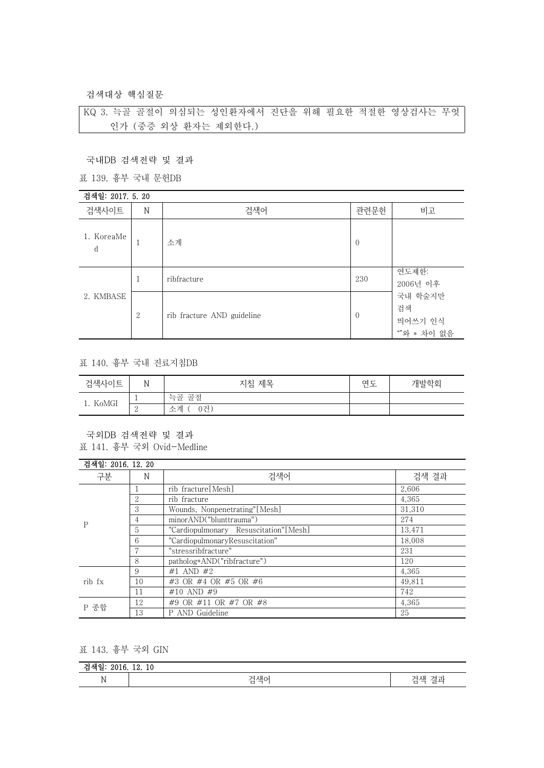검색대상 핵심질문

| KQ 3. 늑골 골절이 의심되는 성인환자에서 진단을 위해 필요한 적절한 영상검사는 무엇인가 (중증 외상 환자는 제외한다.) |
|---|

국내DB 검색전략 및 결과

표 139. 흉부 국내 문헌DB

검색일: 2017. 5. 20

| 검색사이트 | N | 검색어 | 관련문헌 | 비고 |
|---|---|---|---|---|
| 1. KoreaMed | 1 | 소계 | 0 | |
| 2. KMBASE | 1 | ribfracture | 230 | 연도제한: 2006년 이후 국내 학술지만 검색 띄어쓰기 인식 ""와 * 차이 없음 |
| | 2 | rib fracture AND guideline | 0 | |

표 140. 흉부 국내 진료지침DB

| 검색사이트 | N | 지침 제목 | 연도 | 개발학회 |
|---|---|---|---|---|
| 1. KoMGI | 1 | 늑골 골절 | | |
| | 2 | 소계 ( 0건) | | |

국외DB 검색전략 및 결과

표 141. 흉부 국외 Ovid-Medline

검색일: 2016. 12. 20

| 구분 | N | 검색어 | 검색 결과 |
|---|---|---|---|
| P | 1 | rib fracture[Mesh] | 2,606 |
| | 2 | rib fracture | 4,365 |
| | 3 | Wounds, Nonpenetrating"[Mesh] | 31,310 |
| | 4 | minorAND("blunttrauma") | 274 |
| | 5 | "Cardiopulmonary Resuscitation"[Mesh] | 13,471 |
| | 6 | "CardiopulmonaryResuscitation" | 18,008 |
| | 7 | "stressribfracture" | 231 |
| | 8 | patholog*AND("ribfracture") | 120 |
| rib fx | 9 | #1 AND #2 | 4,365 |
| | 10 | #3 OR #4 OR #5 OR #6 | 49,811 |
| | 11 | #10 AND #9 | 742 |
| P 종합 | 12 | #9 OR #11 OR #7 OR #8 | 4,365 |
| | 13 | P AND Guideline | 25 |

표 143. 흉부 국외 GIN

검색일: 2016. 12. 10

| N | 검색어 | 검색 결과 |
|---|---|---|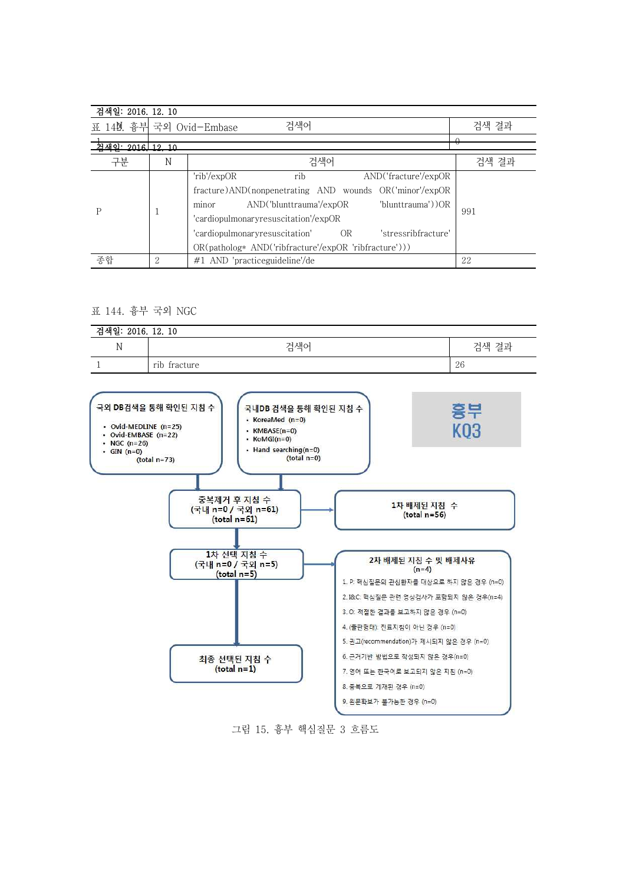검색일: 2016. 12. 10

표 143. 흉부 국외 Ovid-Embase

| N | 검색어 | 검색 결과 |
|---|---|---|
| 1 | | 0 |

검색일: 2016. 12. 10

| 구분 | N | 검색어 | 검색 결과 |
|---|---|---|---|
| P | 1 | 'rib'/expOR rib AND('fracture'/expOR fracture)AND(nonpenetrating AND wounds OR('minor'/expOR minor AND('blunttrauma'/expOR 'blunttrauma'))OR 'cardiopulmonaryresuscitation'/expOR 'cardiopulmonaryresuscitation' OR 'stressribfracture' OR(patholog* AND('ribfracture'/expOR 'ribfracture'))) | 991 |
| 종합 | 2 | #1 AND 'practiceguideline'/de | 22 |

표 144. 흉부 국외 NGC

검색일: 2016. 12. 10

| N | 검색어 | 검색 결과 |
|---|---|---|
| 1 | rib fracture | 26 |

흉부 KQ3

국외 DB검색을 통해 확인된 지침 수
- Ovid-MEDLINE (n=25)
- Ovid-EMBASE (n=22)
- NGC (n=26)
- GIN (n=0)

(total n=73)

국내DB 검색을 통해 확인된 지침 수
- KoreaMed (n=0)
- KMBASE(n=0)
- KoMGI(n=0)
- Hand searching(n=0)

(total n=0)

중복제거 후 지침 수
(국내 n=0 / 국외 n=61)
(total n=61)

1차 배제된 지침 수
(total n=56)

1차 선택 지침 수
(국내 n=0 / 국외 n=5)
(total n=5)

2차 배제된 지침 수 및 배제사유
(n=4)
1. P: 핵심질문의 관심환자를 대상으로 하지 않은 경우 (n=0)
2. I&C: 핵심질문 관련 영상검사가 포함되지 않은 경우(n=4)
3. O: 적절한 결과를 보고하지 않은 경우 (n=0)
4. (출판형태): 진료지침이 아닌 경우 (n=0)
5. 권고(recommendation)가 제시되지 않은 경우 (n=0)
6. 근거기반 방법으로 작성되지 않은 경우(n=0)
7. 영어 또는 한국어로 보고되지 않은 지침 (n=0)
8. 중복으로 게재된 경우 (n=0)
9. 원문확보가 불가능한 경우 (n=0)

최종 선택된 지침 수
(total n=1)

그림 15. 흉부 핵심질문 3 흐름도